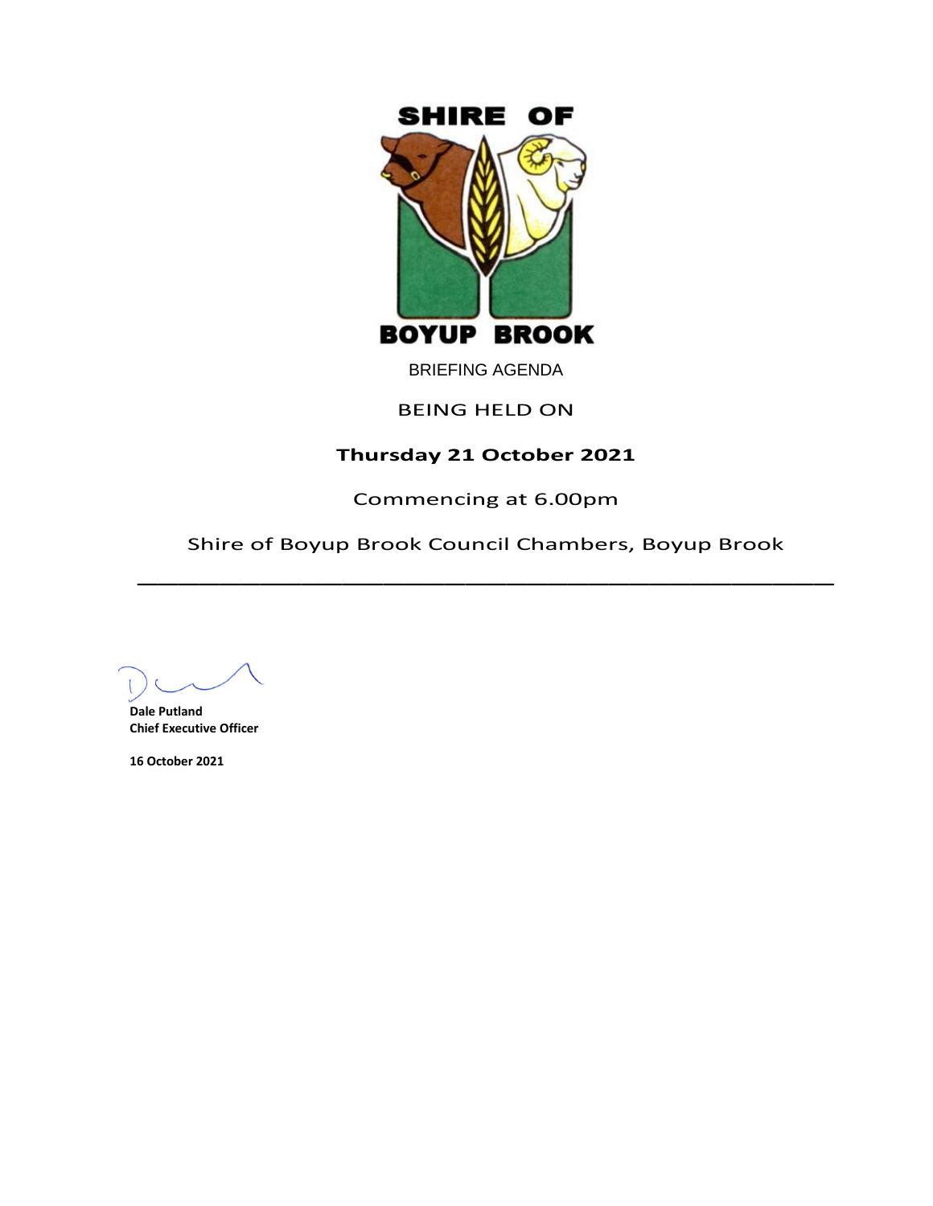SHIRE OF

BOYUP BROOK

BRIEFING AGENDA

BEING HELD ON

**Thursday 21 October 2021**

Commencing at 6.00pm

Shire of Boyup Brook Council Chambers, Boyup Brook

---

**Dale Putland**
**Chief Executive Officer**

**16 October 2021**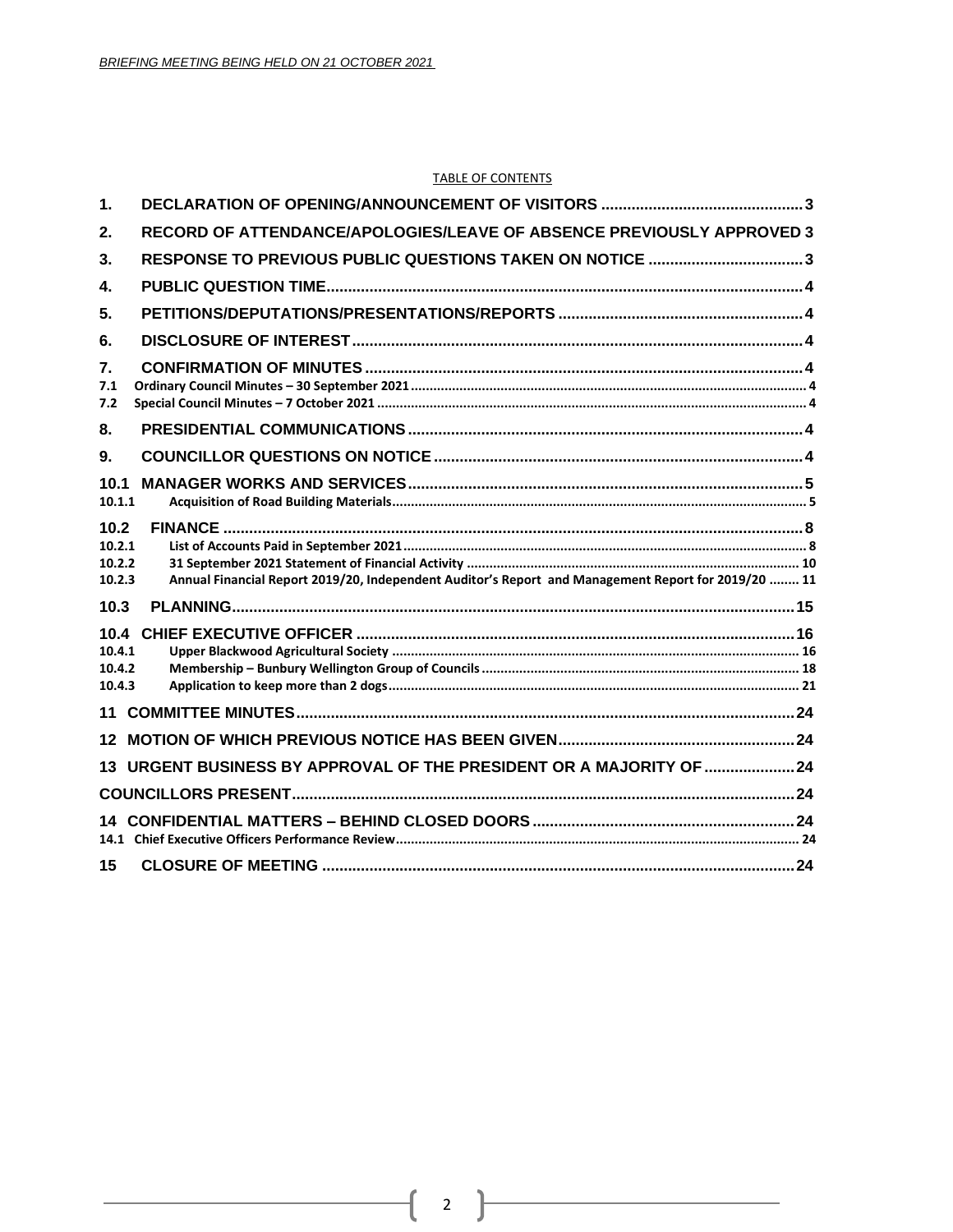TABLE OF CONTENTS

| | | |
|---|---|---|
| **1.** | **DECLARATION OF OPENING/ANNOUNCEMENT OF VISITORS** | **3** |
| **2.** | **RECORD OF ATTENDANCE/APOLOGIES/LEAVE OF ABSENCE PREVIOUSLY APPROVED** | **3** |
| **3.** | **RESPONSE TO PREVIOUS PUBLIC QUESTIONS TAKEN ON NOTICE** | **3** |
| **4.** | **PUBLIC QUESTION TIME** | **4** |
| **5.** | **PETITIONS/DEPUTATIONS/PRESENTATIONS/REPORTS** | **4** |
| **6.** | **DISCLOSURE OF INTEREST** | **4** |
| **7.** | **CONFIRMATION OF MINUTES** | **4** |
| 7.1 | Ordinary Council Minutes – 30 September 2021 | 4 |
| 7.2 | Special Council Minutes – 7 October 2021 | 4 |
| **8.** | **PRESIDENTIAL COMMUNICATIONS** | **4** |
| **9.** | **COUNCILLOR QUESTIONS ON NOTICE** | **4** |
| **10.1** | **MANAGER WORKS AND SERVICES** | **5** |
| 10.1.1 | Acquisition of Road Building Materials | 5 |
| **10.2** | **FINANCE** | **8** |
| 10.2.1 | List of Accounts Paid in September 2021 | 8 |
| 10.2.2 | 31 September 2021 Statement of Financial Activity | 10 |
| 10.2.3 | Annual Financial Report 2019/20, Independent Auditor's Report and Management Report for 2019/20 | 11 |
| **10.3** | **PLANNING** | **15** |
| **10.4** | **CHIEF EXECUTIVE OFFICER** | **16** |
| 10.4.1 | Upper Blackwood Agricultural Society | 16 |
| 10.4.2 | Membership – Bunbury Wellington Group of Councils | 18 |
| 10.4.3 | Application to keep more than 2 dogs | 21 |
| **11** | **COMMITTEE MINUTES** | **24** |
| **12** | **MOTION OF WHICH PREVIOUS NOTICE HAS BEEN GIVEN** | **24** |
| **13** | **URGENT BUSINESS BY APPROVAL OF THE PRESIDENT OR A MAJORITY OF** | **24** |
| | **COUNCILLORS PRESENT** | **24** |
| **14** | **CONFIDENTIAL MATTERS – BEHIND CLOSED DOORS** | **24** |
| 14.1 | Chief Executive Officers Performance Review | 24 |
| **15** | **CLOSURE OF MEETING** | **24** |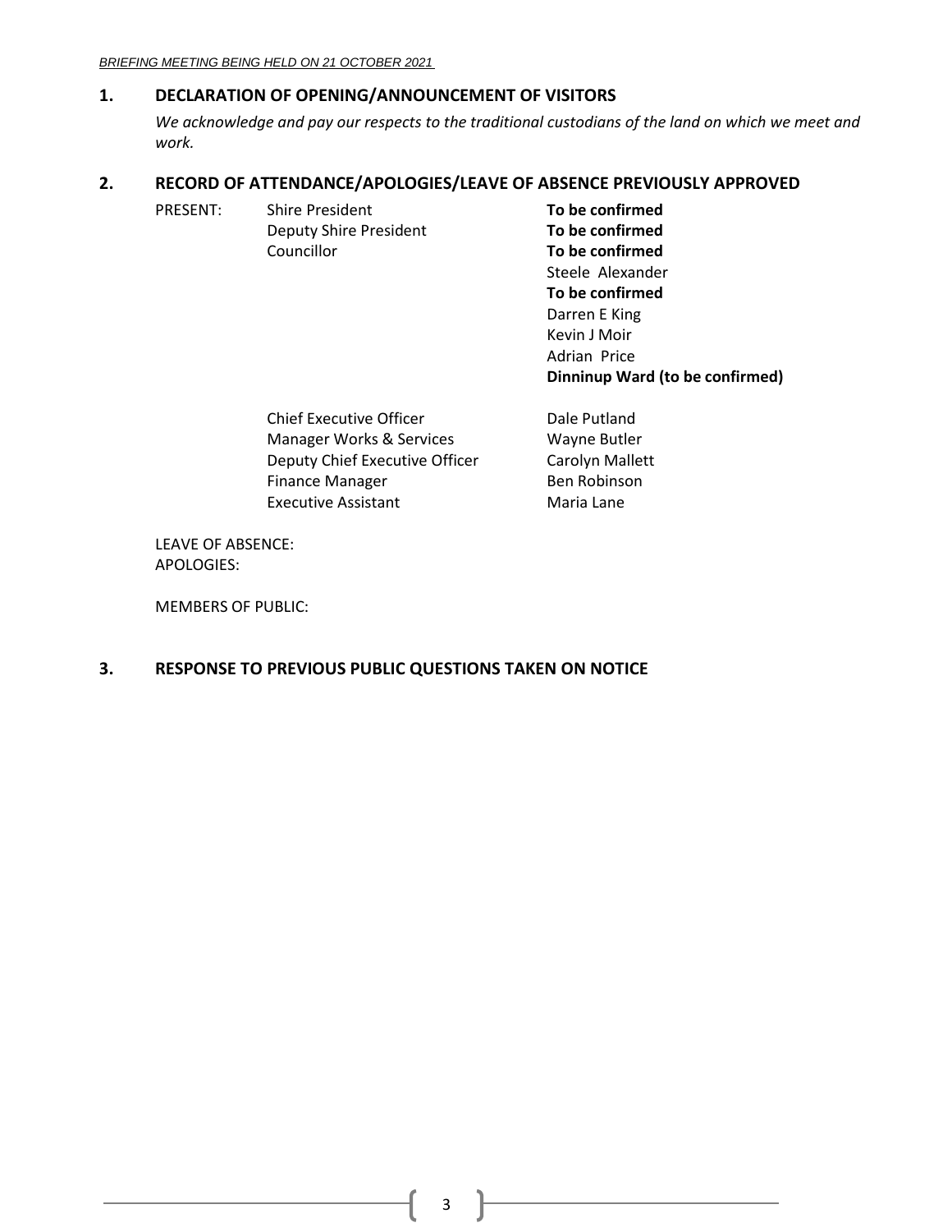## 1. DECLARATION OF OPENING/ANNOUNCEMENT OF VISITORS

*We acknowledge and pay our respects to the traditional custodians of the land on which we meet and work.*

## 2. RECORD OF ATTENDANCE/APOLOGIES/LEAVE OF ABSENCE PREVIOUSLY APPROVED

| PRESENT: | | |
|---|---|---|
| | Shire President | **To be confirmed** |
| | Deputy Shire President | **To be confirmed** |
| | Councillor | **To be confirmed** |
| | | Steele Alexander |
| | | **To be confirmed** |
| | | Darren E King |
| | | Kevin J Moir |
| | | Adrian Price |
| | | **Dinninup Ward (to be confirmed)** |
| | Chief Executive Officer | Dale Putland |
| | Manager Works & Services | Wayne Butler |
| | Deputy Chief Executive Officer | Carolyn Mallett |
| | Finance Manager | Ben Robinson |
| | Executive Assistant | Maria Lane |

LEAVE OF ABSENCE:
APOLOGIES:

MEMBERS OF PUBLIC:

## 3. RESPONSE TO PREVIOUS PUBLIC QUESTIONS TAKEN ON NOTICE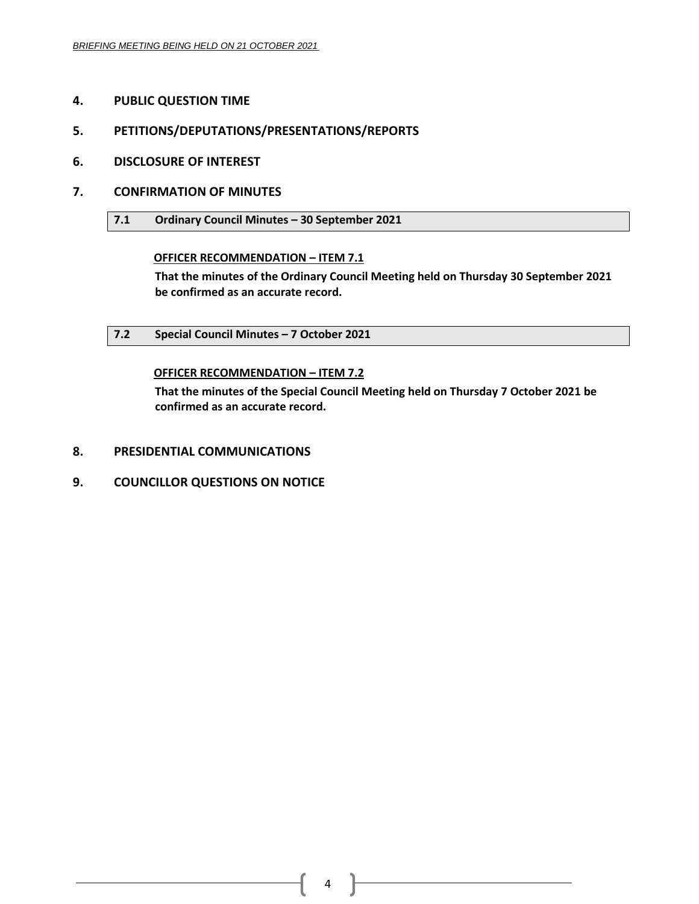## 4. PUBLIC QUESTION TIME

## 5. PETITIONS/DEPUTATIONS/PRESENTATIONS/REPORTS

## 6. DISCLOSURE OF INTEREST

## 7. CONFIRMATION OF MINUTES

### 7.1 Ordinary Council Minutes – 30 September 2021

**<u>OFFICER RECOMMENDATION – ITEM 7.1</u>**

**That the minutes of the Ordinary Council Meeting held on Thursday 30 September 2021 be confirmed as an accurate record.**

### 7.2 Special Council Minutes – 7 October 2021

**<u>OFFICER RECOMMENDATION – ITEM 7.2</u>**

**That the minutes of the Special Council Meeting held on Thursday 7 October 2021 be confirmed as an accurate record.**

## 8. PRESIDENTIAL COMMUNICATIONS

## 9. COUNCILLOR QUESTIONS ON NOTICE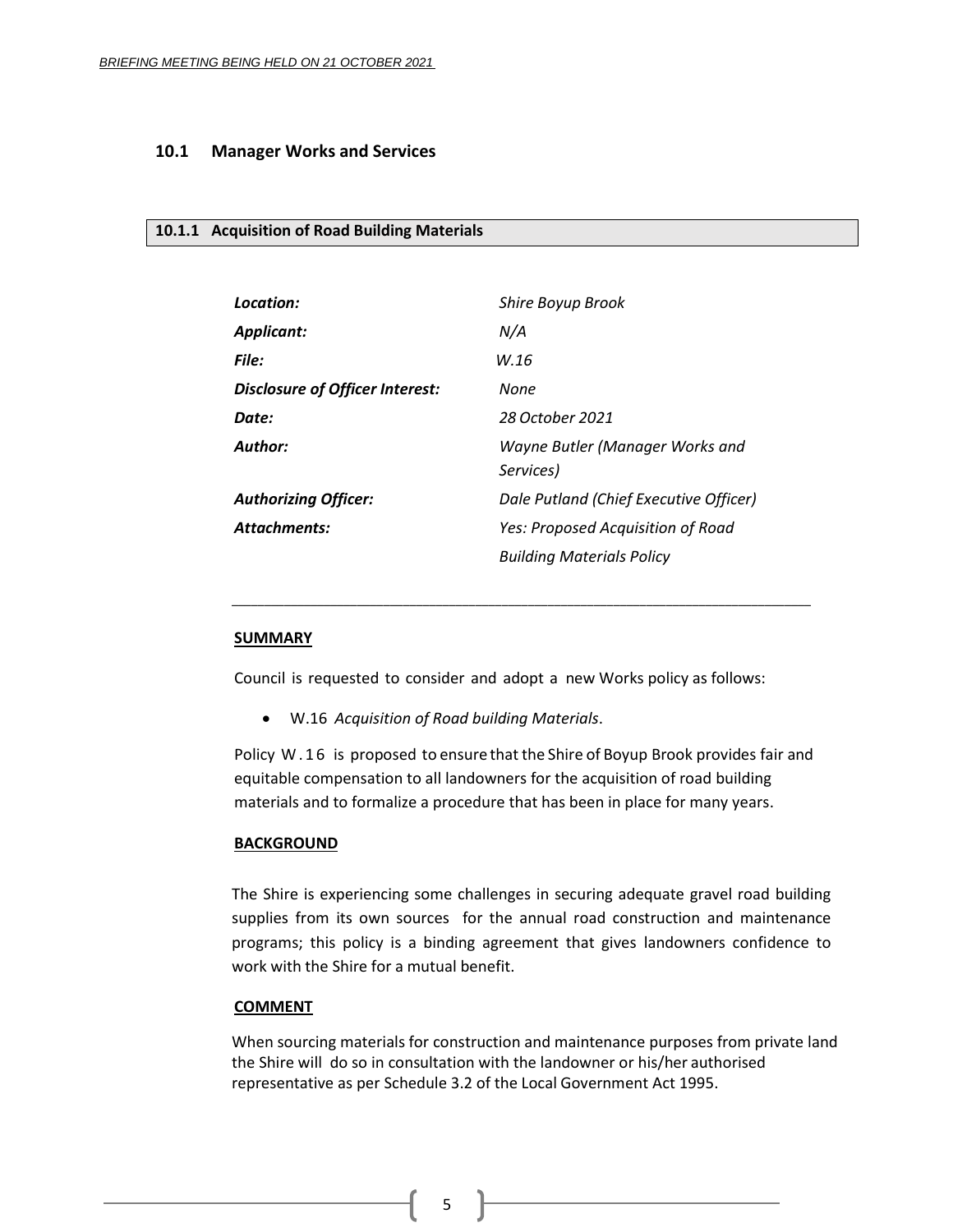## 10.1 Manager Works and Services

### 10.1.1 Acquisition of Road Building Materials

| | |
|---|---|
| ***Location:*** | *Shire Boyup Brook* |
| ***Applicant:*** | *N/A* |
| ***File:*** | *W.16* |
| ***Disclosure of Officer Interest:*** | *None* |
| ***Date:*** | *28 October 2021* |
| ***Author:*** | *Wayne Butler (Manager Works and Services)* |
| ***Authorizing Officer:*** | *Dale Putland (Chief Executive Officer)* |
| ***Attachments:*** | *Yes: Proposed Acquisition of Road Building Materials Policy* |

**SUMMARY**

Council is requested to consider and adopt a new Works policy as follows:

- W.16 *Acquisition of Road building Materials*.

Policy W.16 is proposed to ensure that the Shire of Boyup Brook provides fair and equitable compensation to all landowners for the acquisition of road building materials and to formalize a procedure that has been in place for many years.

**BACKGROUND**

The Shire is experiencing some challenges in securing adequate gravel road building supplies from its own sources for the annual road construction and maintenance programs; this policy is a binding agreement that gives landowners confidence to work with the Shire for a mutual benefit.

**COMMENT**

When sourcing materials for construction and maintenance purposes from private land the Shire will do so in consultation with the landowner or his/her authorised representative as per Schedule 3.2 of the Local Government Act 1995.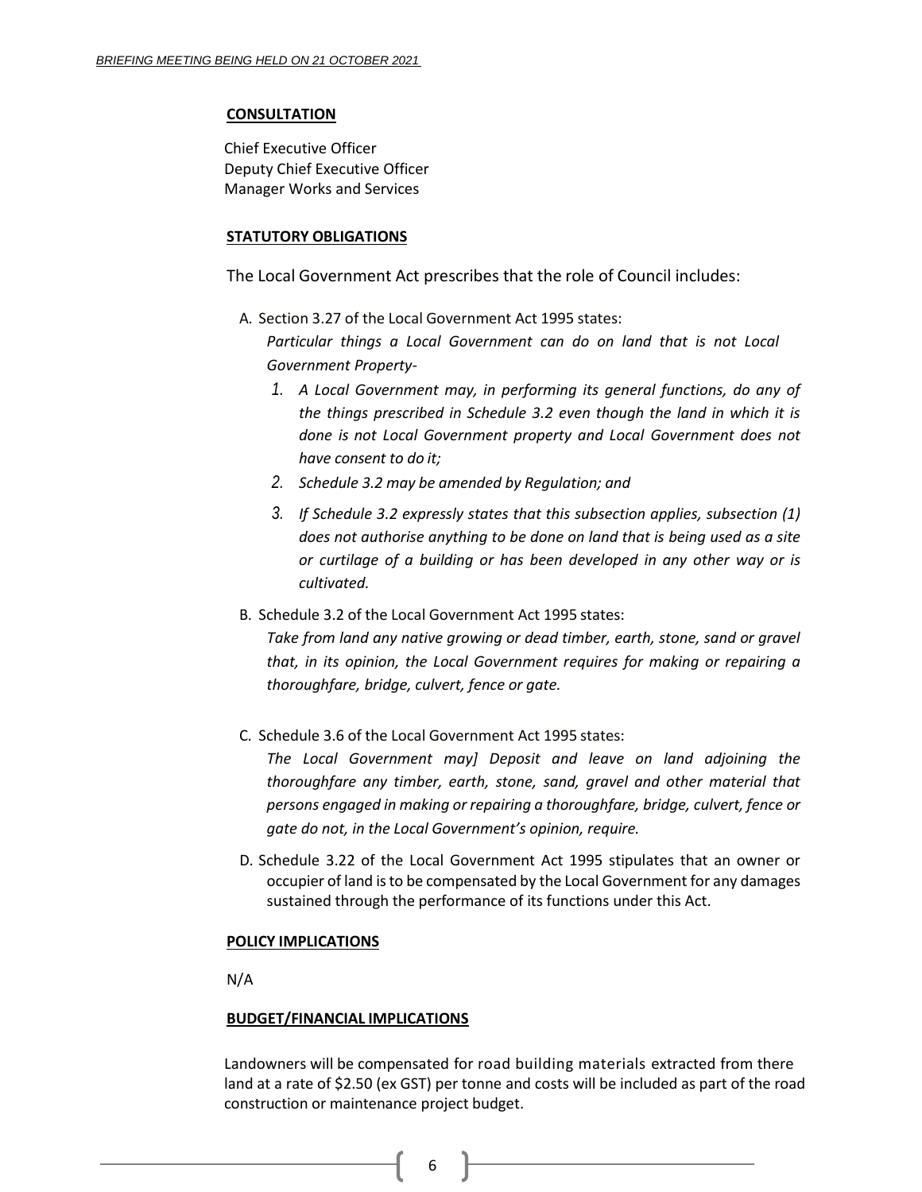**CONSULTATION**

Chief Executive Officer
Deputy Chief Executive Officer
Manager Works and Services

**STATUTORY OBLIGATIONS**

The Local Government Act prescribes that the role of Council includes:

A. Section 3.27 of the Local Government Act 1995 states:

   *Particular things a Local Government can do on land that is not Local Government Property-*

   1. *A Local Government may, in performing its general functions, do any of the things prescribed in Schedule 3.2 even though the land in which it is done is not Local Government property and Local Government does not have consent to do it;*
   2. *Schedule 3.2 may be amended by Regulation; and*
   3. *If Schedule 3.2 expressly states that this subsection applies, subsection (1) does not authorise anything to be done on land that is being used as a site or curtilage of a building or has been developed in any other way or is cultivated.*

B. Schedule 3.2 of the Local Government Act 1995 states:

   *Take from land any native growing or dead timber, earth, stone, sand or gravel that, in its opinion, the Local Government requires for making or repairing a thoroughfare, bridge, culvert, fence or gate.*

C. Schedule 3.6 of the Local Government Act 1995 states:

   *The Local Government may] Deposit and leave on land adjoining the thoroughfare any timber, earth, stone, sand, gravel and other material that persons engaged in making or repairing a thoroughfare, bridge, culvert, fence or gate do not, in the Local Government's opinion, require.*

D. Schedule 3.22 of the Local Government Act 1995 stipulates that an owner or occupier of land is to be compensated by the Local Government for any damages sustained through the performance of its functions under this Act.

**POLICY IMPLICATIONS**

N/A

**BUDGET/FINANCIAL IMPLICATIONS**

Landowners will be compensated for road building materials extracted from there land at a rate of $2.50 (ex GST) per tonne and costs will be included as part of the road construction or maintenance project budget.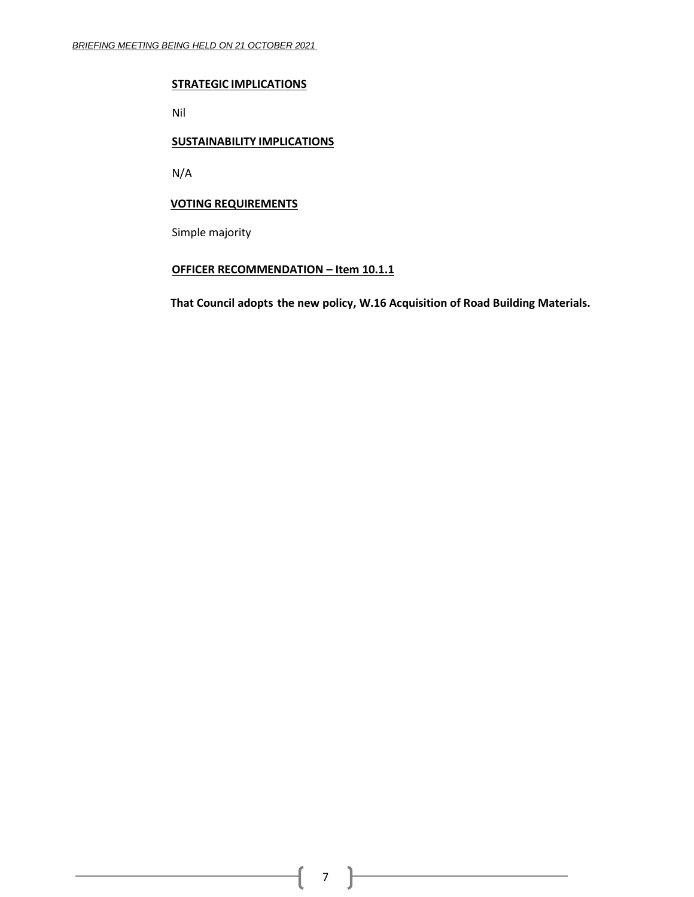**STRATEGIC IMPLICATIONS**

Nil

**SUSTAINABILITY IMPLICATIONS**

N/A

**VOTING REQUIREMENTS**

Simple majority

**OFFICER RECOMMENDATION – Item 10.1.1**

**That Council adopts the new policy, W.16 Acquisition of Road Building Materials.**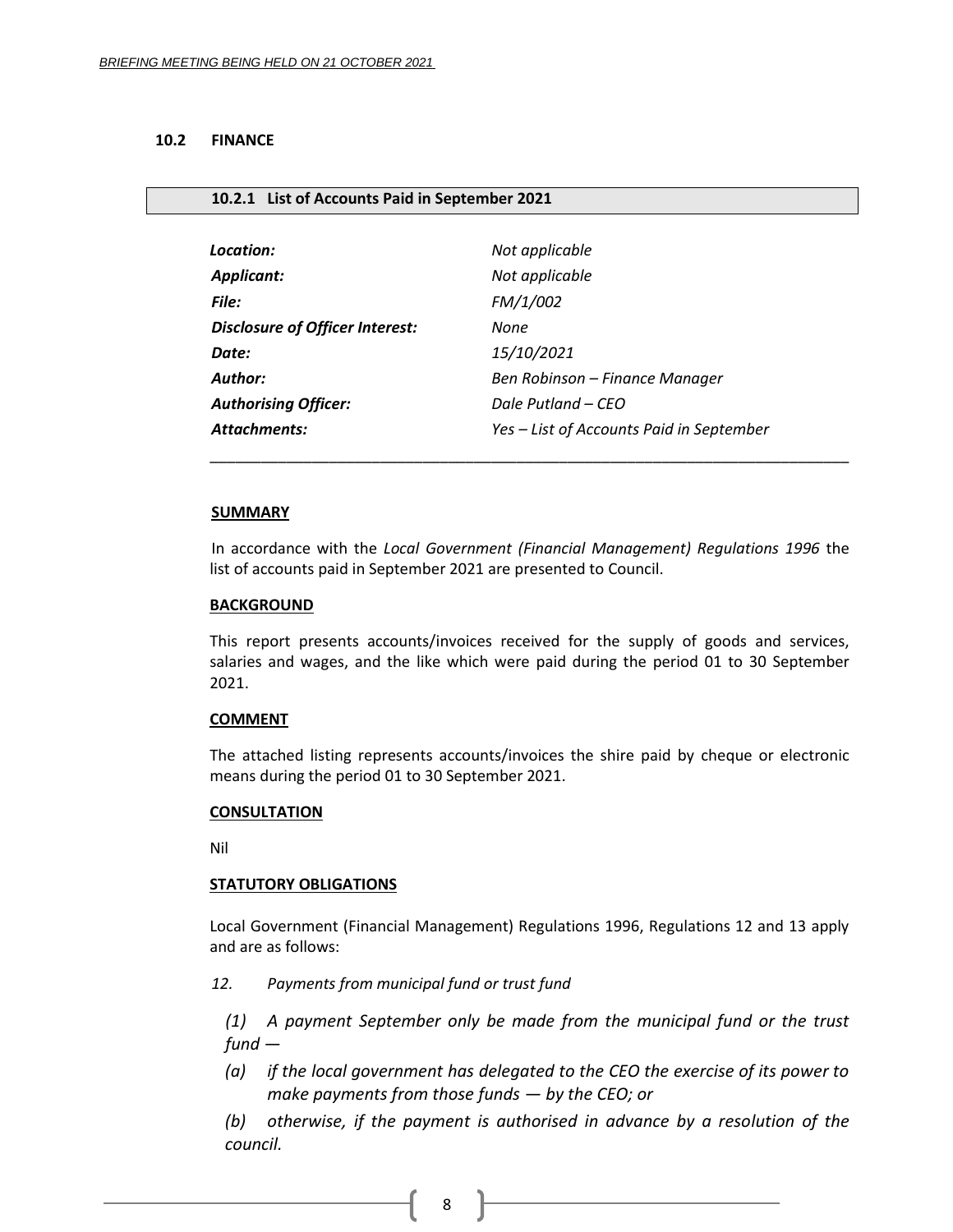## 10.2 FINANCE

### 10.2.1 List of Accounts Paid in September 2021

| | |
|---|---|
| ***Location:*** | *Not applicable* |
| ***Applicant:*** | *Not applicable* |
| ***File:*** | *FM/1/002* |
| ***Disclosure of Officer Interest:*** | *None* |
| ***Date:*** | *15/10/2021* |
| ***Author:*** | *Ben Robinson – Finance Manager* |
| ***Authorising Officer:*** | *Dale Putland – CEO* |
| ***Attachments:*** | *Yes – List of Accounts Paid in September* |

---

**SUMMARY**

In accordance with the *Local Government (Financial Management) Regulations 1996* the list of accounts paid in September 2021 are presented to Council.

**BACKGROUND**

This report presents accounts/invoices received for the supply of goods and services, salaries and wages, and the like which were paid during the period 01 to 30 September 2021.

**COMMENT**

The attached listing represents accounts/invoices the shire paid by cheque or electronic means during the period 01 to 30 September 2021.

**CONSULTATION**

Nil

**STATUTORY OBLIGATIONS**

Local Government (Financial Management) Regulations 1996, Regulations 12 and 13 apply and are as follows:

*12. Payments from municipal fund or trust fund*

*(1) A payment September only be made from the municipal fund or the trust fund —*

*(a) if the local government has delegated to the CEO the exercise of its power to make payments from those funds — by the CEO; or*

*(b) otherwise, if the payment is authorised in advance by a resolution of the council.*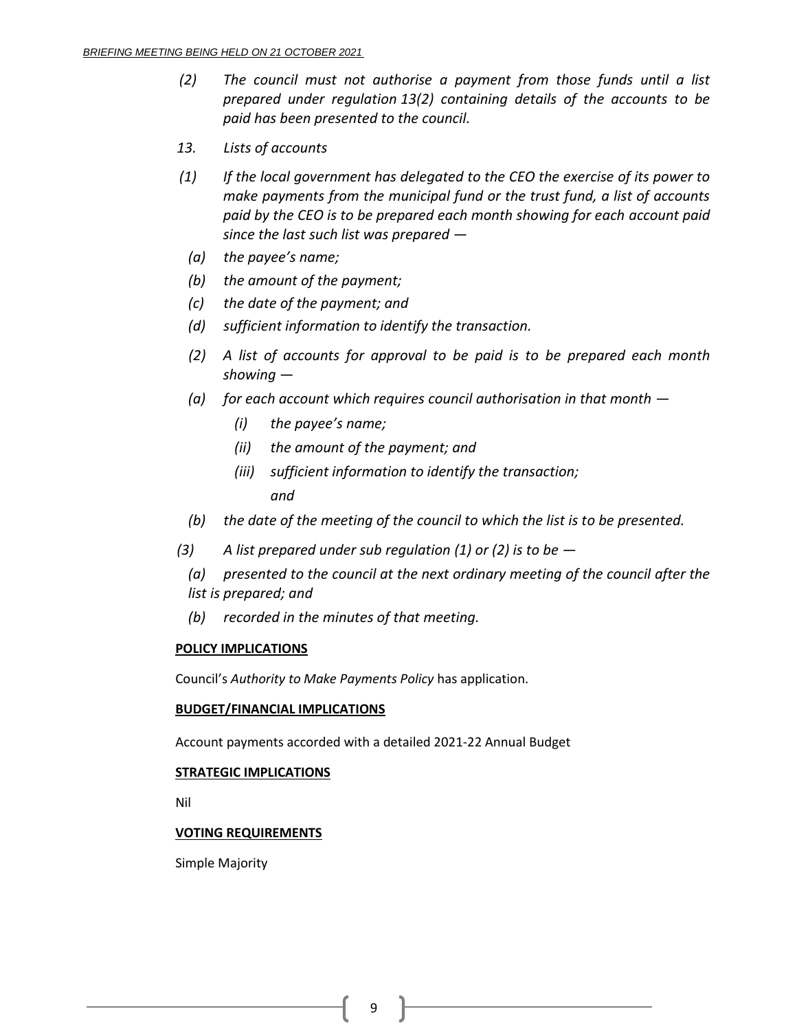*(2) The council must not authorise a payment from those funds until a list prepared under regulation 13(2) containing details of the accounts to be paid has been presented to the council.*

*13. Lists of accounts*

*(1) If the local government has delegated to the CEO the exercise of its power to make payments from the municipal fund or the trust fund, a list of accounts paid by the CEO is to be prepared each month showing for each account paid since the last such list was prepared —*

*(a) the payee's name;*

*(b) the amount of the payment;*

*(c) the date of the payment; and*

*(d) sufficient information to identify the transaction.*

*(2) A list of accounts for approval to be paid is to be prepared each month showing —*

*(a) for each account which requires council authorisation in that month —*

*(i) the payee's name;*

*(ii) the amount of the payment; and*

*(iii) sufficient information to identify the transaction; and*

*(b) the date of the meeting of the council to which the list is to be presented.*

*(3) A list prepared under sub regulation (1) or (2) is to be —*

*(a) presented to the council at the next ordinary meeting of the council after the list is prepared; and*

*(b) recorded in the minutes of that meeting.*

**POLICY IMPLICATIONS**

Council's *Authority to Make Payments Policy* has application.

**BUDGET/FINANCIAL IMPLICATIONS**

Account payments accorded with a detailed 2021-22 Annual Budget

**STRATEGIC IMPLICATIONS**

Nil

**VOTING REQUIREMENTS**

Simple Majority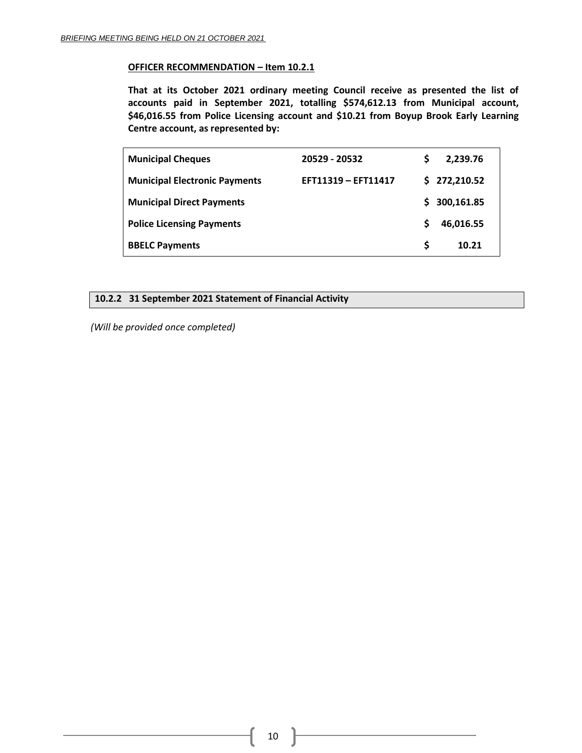**OFFICER RECOMMENDATION – Item 10.2.1**

**That at its October 2021 ordinary meeting Council receive as presented the list of accounts paid in September 2021, totalling $574,612.13 from Municipal account, $46,016.55 from Police Licensing account and $10.21 from Boyup Brook Early Learning Centre account, as represented by:**

| | | |
|---|---|---|
| **Municipal Cheques** | **20529 - 20532** | **$ 2,239.76** |
| **Municipal Electronic Payments** | **EFT11319 – EFT11417** | **$ 272,210.52** |
| **Municipal Direct Payments** | | **$ 300,161.85** |
| **Police Licensing Payments** | | **$ 46,016.55** |
| **BBELC Payments** | | **$ 10.21** |

## 10.2.2 31 September 2021 Statement of Financial Activity

*(Will be provided once completed)*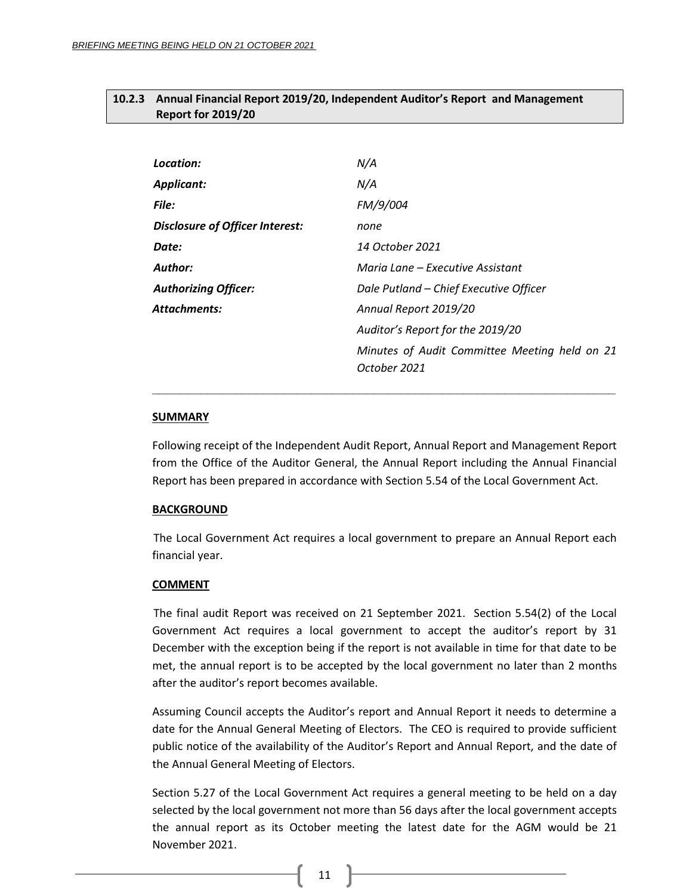## 10.2.3 Annual Financial Report 2019/20, Independent Auditor's Report and Management Report for 2019/20

| | |
|---|---|
| ***Location:*** | *N/A* |
| ***Applicant:*** | *N/A* |
| ***File:*** | *FM/9/004* |
| ***Disclosure of Officer Interest:*** | *none* |
| ***Date:*** | *14 October 2021* |
| ***Author:*** | *Maria Lane – Executive Assistant* |
| ***Authorizing Officer:*** | *Dale Putland – Chief Executive Officer* |
| ***Attachments:*** | *Annual Report 2019/20* |
| | *Auditor's Report for the 2019/20* |
| | *Minutes of Audit Committee Meeting held on 21 October 2021* |

---

**SUMMARY**

Following receipt of the Independent Audit Report, Annual Report and Management Report from the Office of the Auditor General, the Annual Report including the Annual Financial Report has been prepared in accordance with Section 5.54 of the Local Government Act.

**BACKGROUND**

The Local Government Act requires a local government to prepare an Annual Report each financial year.

**COMMENT**

The final audit Report was received on 21 September 2021. Section 5.54(2) of the Local Government Act requires a local government to accept the auditor's report by 31 December with the exception being if the report is not available in time for that date to be met, the annual report is to be accepted by the local government no later than 2 months after the auditor's report becomes available.

Assuming Council accepts the Auditor's report and Annual Report it needs to determine a date for the Annual General Meeting of Electors. The CEO is required to provide sufficient public notice of the availability of the Auditor's Report and Annual Report, and the date of the Annual General Meeting of Electors.

Section 5.27 of the Local Government Act requires a general meeting to be held on a day selected by the local government not more than 56 days after the local government accepts the annual report as its October meeting the latest date for the AGM would be 21 November 2021.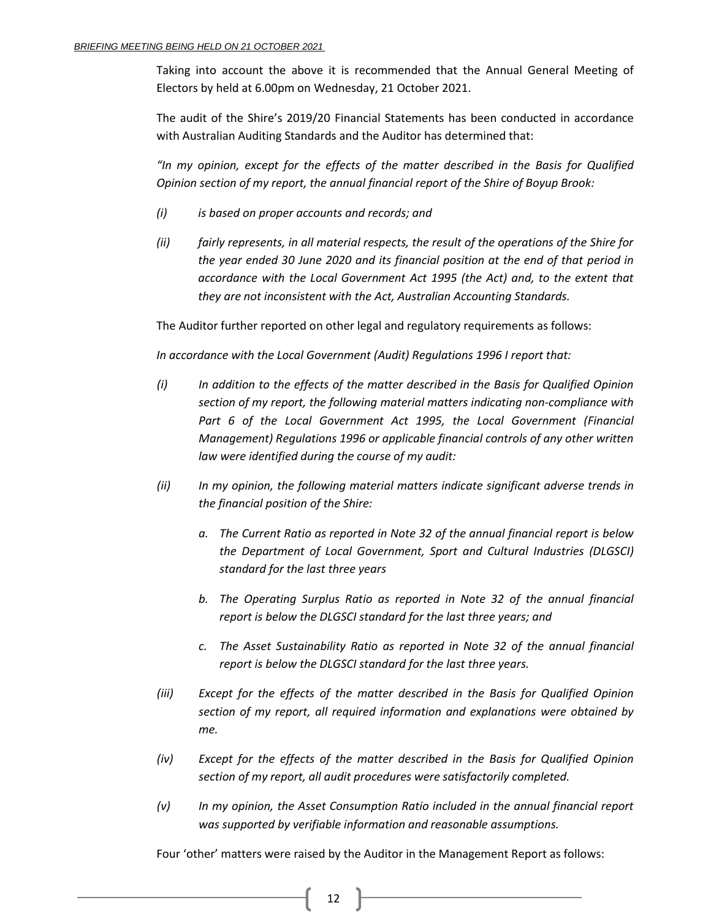Taking into account the above it is recommended that the Annual General Meeting of Electors by held at 6.00pm on Wednesday, 21 October 2021.

The audit of the Shire's 2019/20 Financial Statements has been conducted in accordance with Australian Auditing Standards and the Auditor has determined that:

*"In my opinion, except for the effects of the matter described in the Basis for Qualified Opinion section of my report, the annual financial report of the Shire of Boyup Brook:*

*(i) is based on proper accounts and records; and*

*(ii) fairly represents, in all material respects, the result of the operations of the Shire for the year ended 30 June 2020 and its financial position at the end of that period in accordance with the Local Government Act 1995 (the Act) and, to the extent that they are not inconsistent with the Act, Australian Accounting Standards.*

The Auditor further reported on other legal and regulatory requirements as follows:

*In accordance with the Local Government (Audit) Regulations 1996 I report that:*

*(i) In addition to the effects of the matter described in the Basis for Qualified Opinion section of my report, the following material matters indicating non-compliance with Part 6 of the Local Government Act 1995, the Local Government (Financial Management) Regulations 1996 or applicable financial controls of any other written law were identified during the course of my audit:*

*(ii) In my opinion, the following material matters indicate significant adverse trends in the financial position of the Shire:*

*a. The Current Ratio as reported in Note 32 of the annual financial report is below the Department of Local Government, Sport and Cultural Industries (DLGSCI) standard for the last three years*

*b. The Operating Surplus Ratio as reported in Note 32 of the annual financial report is below the DLGSCI standard for the last three years; and*

*c. The Asset Sustainability Ratio as reported in Note 32 of the annual financial report is below the DLGSCI standard for the last three years.*

*(iii) Except for the effects of the matter described in the Basis for Qualified Opinion section of my report, all required information and explanations were obtained by me.*

*(iv) Except for the effects of the matter described in the Basis for Qualified Opinion section of my report, all audit procedures were satisfactorily completed.*

*(v) In my opinion, the Asset Consumption Ratio included in the annual financial report was supported by verifiable information and reasonable assumptions.*

Four 'other' matters were raised by the Auditor in the Management Report as follows: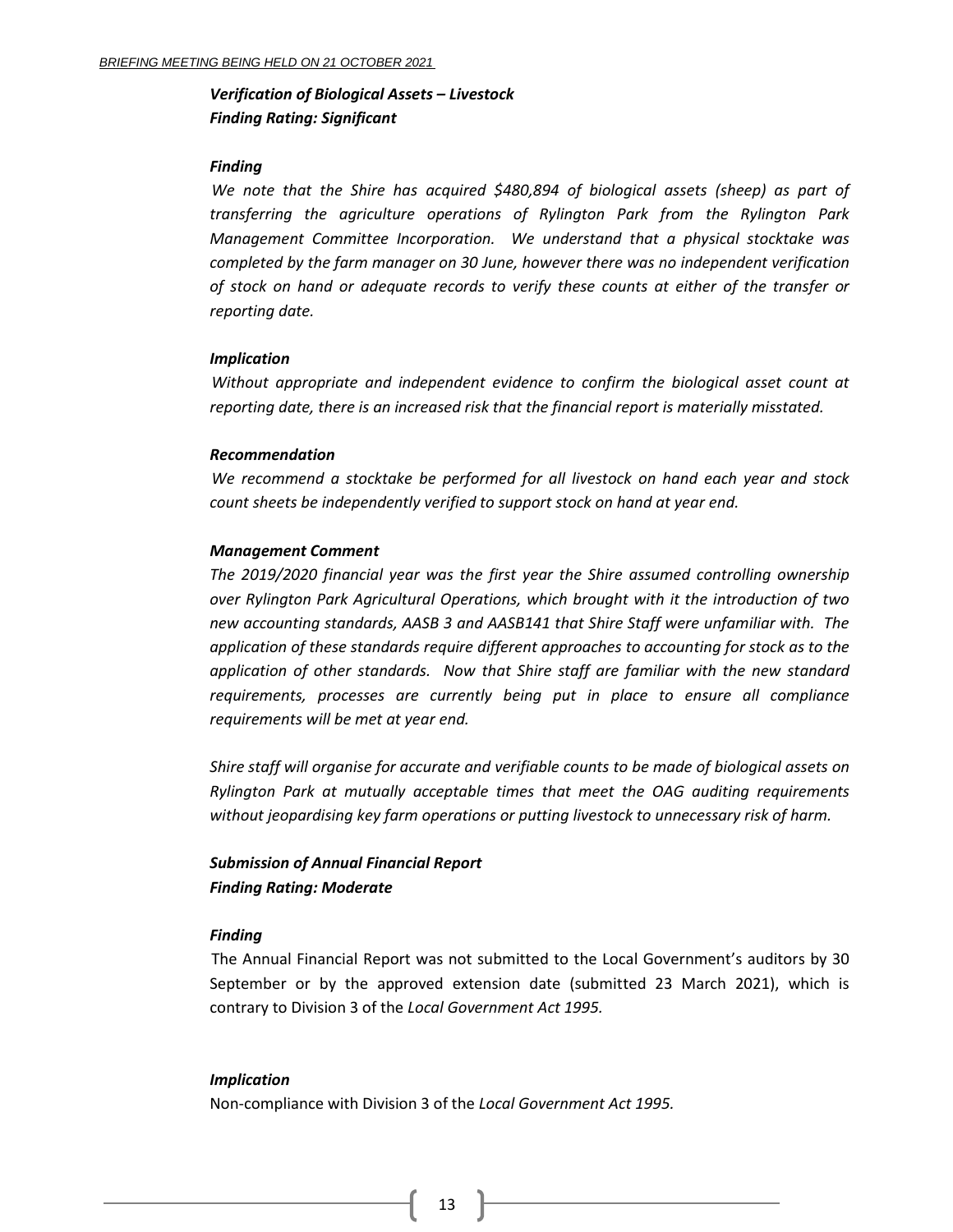***Verification of Biological Assets – Livestock***
***Finding Rating: Significant***

***Finding***

*We note that the Shire has acquired $480,894 of biological assets (sheep) as part of transferring the agriculture operations of Rylington Park from the Rylington Park Management Committee Incorporation. We understand that a physical stocktake was completed by the farm manager on 30 June, however there was no independent verification of stock on hand or adequate records to verify these counts at either of the transfer or reporting date.*

***Implication***

*Without appropriate and independent evidence to confirm the biological asset count at reporting date, there is an increased risk that the financial report is materially misstated.*

***Recommendation***

*We recommend a stocktake be performed for all livestock on hand each year and stock count sheets be independently verified to support stock on hand at year end.*

***Management Comment***

*The 2019/2020 financial year was the first year the Shire assumed controlling ownership over Rylington Park Agricultural Operations, which brought with it the introduction of two new accounting standards, AASB 3 and AASB141 that Shire Staff were unfamiliar with. The application of these standards require different approaches to accounting for stock as to the application of other standards. Now that Shire staff are familiar with the new standard requirements, processes are currently being put in place to ensure all compliance requirements will be met at year end.*

*Shire staff will organise for accurate and verifiable counts to be made of biological assets on Rylington Park at mutually acceptable times that meet the OAG auditing requirements without jeopardising key farm operations or putting livestock to unnecessary risk of harm.*

***Submission of Annual Financial Report***
***Finding Rating: Moderate***

***Finding***

The Annual Financial Report was not submitted to the Local Government's auditors by 30 September or by the approved extension date (submitted 23 March 2021), which is contrary to Division 3 of the *Local Government Act 1995.*

***Implication***

Non-compliance with Division 3 of the *Local Government Act 1995.*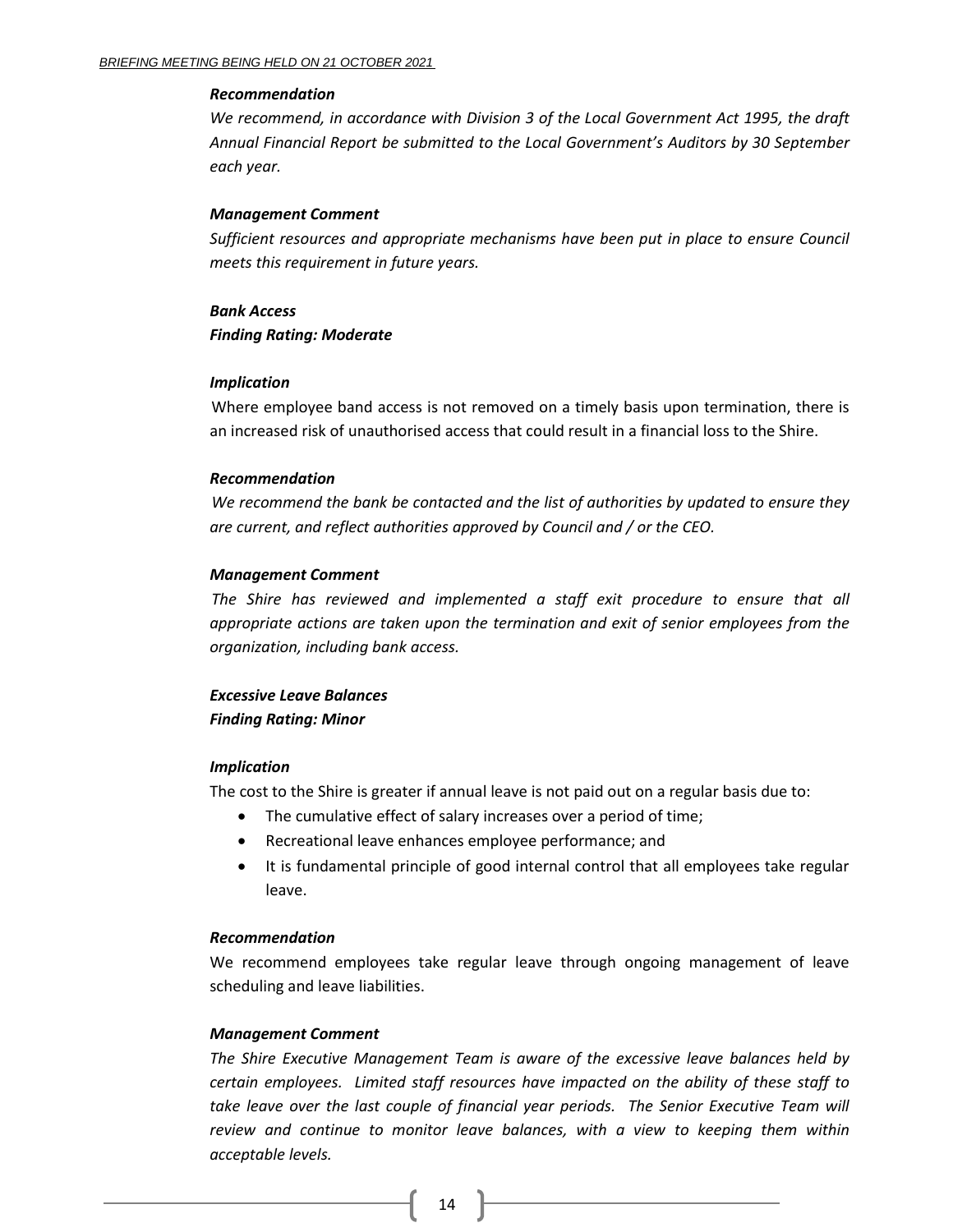***Recommendation***

*We recommend, in accordance with Division 3 of the Local Government Act 1995, the draft Annual Financial Report be submitted to the Local Government's Auditors by 30 September each year.*

***Management Comment***

*Sufficient resources and appropriate mechanisms have been put in place to ensure Council meets this requirement in future years.*

***Bank Access***
***Finding Rating: Moderate***

***Implication***

Where employee band access is not removed on a timely basis upon termination, there is an increased risk of unauthorised access that could result in a financial loss to the Shire.

***Recommendation***

*We recommend the bank be contacted and the list of authorities by updated to ensure they are current, and reflect authorities approved by Council and / or the CEO.*

***Management Comment***

*The Shire has reviewed and implemented a staff exit procedure to ensure that all appropriate actions are taken upon the termination and exit of senior employees from the organization, including bank access.*

***Excessive Leave Balances***
***Finding Rating: Minor***

***Implication***

The cost to the Shire is greater if annual leave is not paid out on a regular basis due to:

- The cumulative effect of salary increases over a period of time;
- Recreational leave enhances employee performance; and
- It is fundamental principle of good internal control that all employees take regular leave.

***Recommendation***

We recommend employees take regular leave through ongoing management of leave scheduling and leave liabilities.

***Management Comment***

*The Shire Executive Management Team is aware of the excessive leave balances held by certain employees. Limited staff resources have impacted on the ability of these staff to take leave over the last couple of financial year periods. The Senior Executive Team will review and continue to monitor leave balances, with a view to keeping them within acceptable levels.*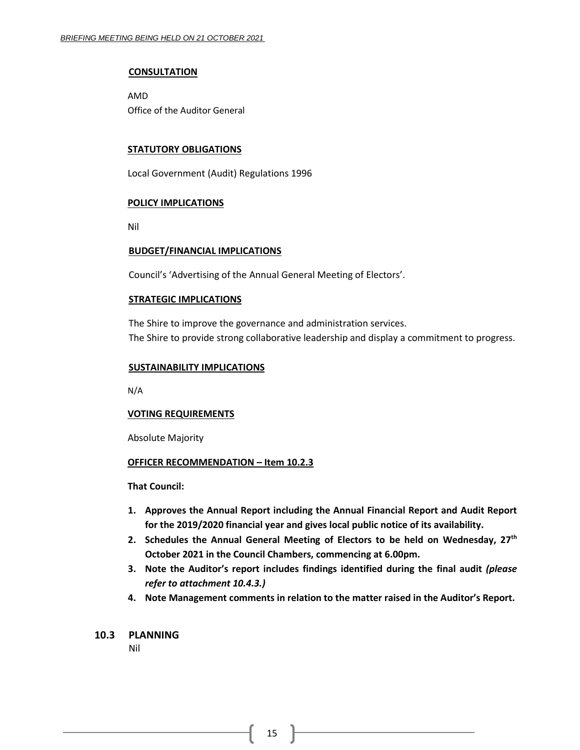**CONSULTATION**

AMD
Office of the Auditor General

**STATUTORY OBLIGATIONS**

Local Government (Audit) Regulations 1996

**POLICY IMPLICATIONS**

Nil

**BUDGET/FINANCIAL IMPLICATIONS**

Council's 'Advertising of the Annual General Meeting of Electors'.

**STRATEGIC IMPLICATIONS**

The Shire to improve the governance and administration services.
The Shire to provide strong collaborative leadership and display a commitment to progress.

**SUSTAINABILITY IMPLICATIONS**

N/A

**VOTING REQUIREMENTS**

Absolute Majority

**OFFICER RECOMMENDATION – Item 10.2.3**

**That Council:**

1. **Approves the Annual Report including the Annual Financial Report and Audit Report for the 2019/2020 financial year and gives local public notice of its availability.**
2. **Schedules the Annual General Meeting of Electors to be held on Wednesday, 27th October 2021 in the Council Chambers, commencing at 6.00pm.**
3. **Note the Auditor's report includes findings identified during the final audit *(please refer to attachment 10.4.3.)***
4. **Note Management comments in relation to the matter raised in the Auditor's Report.**

## 10.3 PLANNING

Nil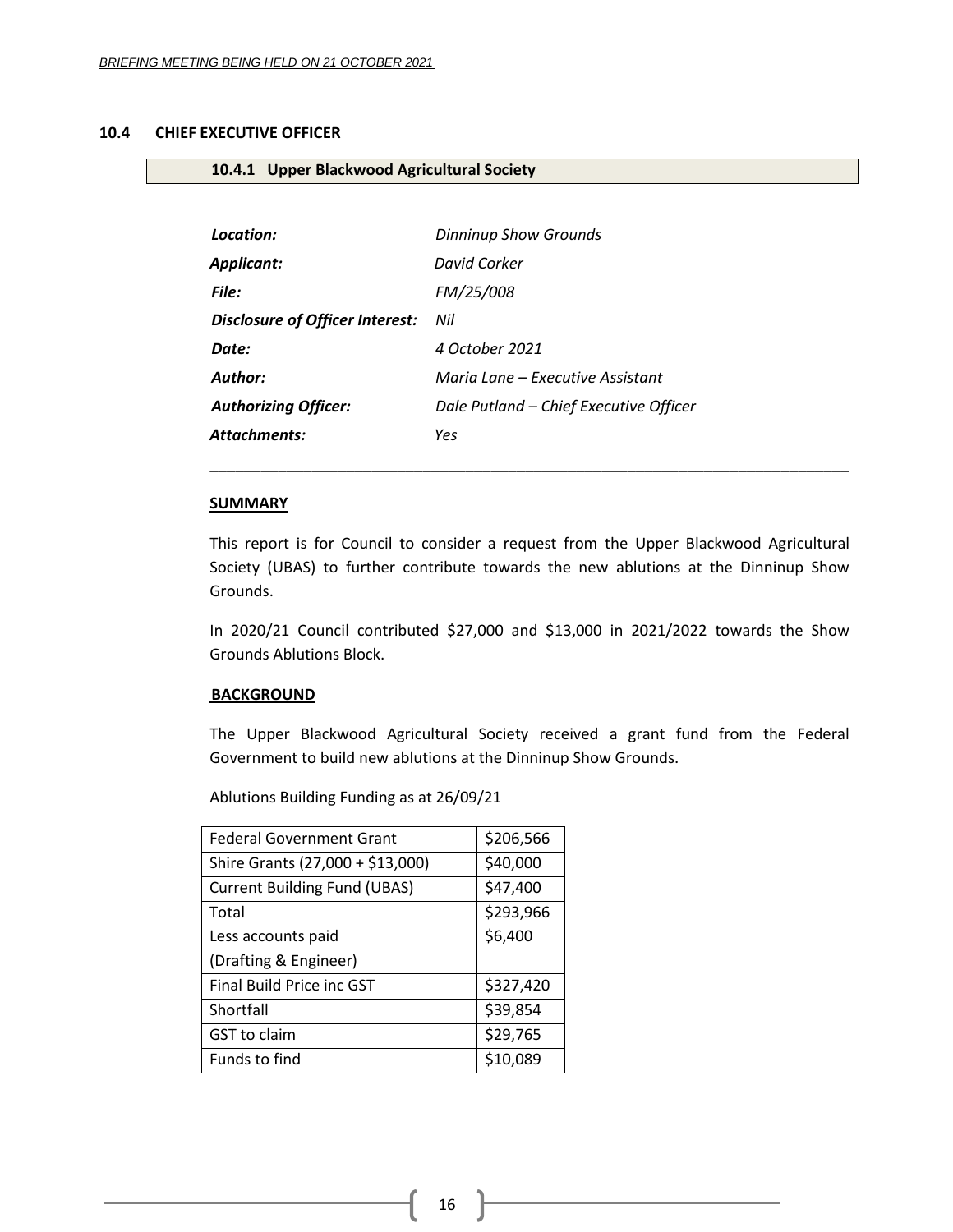## 10.4 CHIEF EXECUTIVE OFFICER

### 10.4.1 Upper Blackwood Agricultural Society

|  |  |
|---|---|
| ***Location:*** | *Dinninup Show Grounds* |
| ***Applicant:*** | *David Corker* |
| ***File:*** | *FM/25/008* |
| ***Disclosure of Officer Interest:*** | *Nil* |
| ***Date:*** | *4 October 2021* |
| ***Author:*** | *Maria Lane – Executive Assistant* |
| ***Authorizing Officer:*** | *Dale Putland – Chief Executive Officer* |
| ***Attachments:*** | *Yes* |

---

**SUMMARY**

This report is for Council to consider a request from the Upper Blackwood Agricultural Society (UBAS) to further contribute towards the new ablutions at the Dinninup Show Grounds.

In 2020/21 Council contributed $27,000 and $13,000 in 2021/2022 towards the Show Grounds Ablutions Block.

**BACKGROUND**

The Upper Blackwood Agricultural Society received a grant fund from the Federal Government to build new ablutions at the Dinninup Show Grounds.

Ablutions Building Funding as at 26/09/21

| Item | Amount |
|---|---|
| Federal Government Grant | $206,566 |
| Shire Grants (27,000 + $13,000) | $40,000 |
| Current Building Fund (UBAS) | $47,400 |
| Total<br>Less accounts paid<br>(Drafting & Engineer) | $293,966<br>$6,400 |
| Final Build Price inc GST | $327,420 |
| Shortfall | $39,854 |
| GST to claim | $29,765 |
| Funds to find | $10,089 |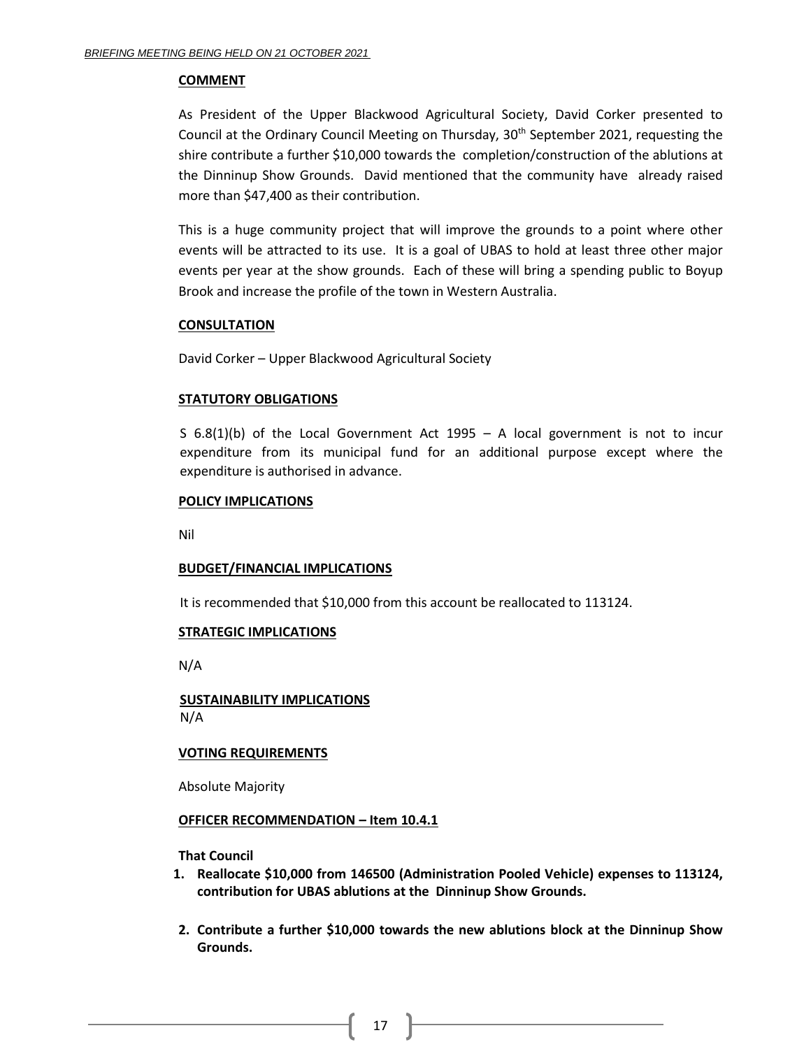## COMMENT

As President of the Upper Blackwood Agricultural Society, David Corker presented to Council at the Ordinary Council Meeting on Thursday, 30th September 2021, requesting the shire contribute a further $10,000 towards the completion/construction of the ablutions at the Dinninup Show Grounds. David mentioned that the community have already raised more than $47,400 as their contribution.

This is a huge community project that will improve the grounds to a point where other events will be attracted to its use. It is a goal of UBAS to hold at least three other major events per year at the show grounds. Each of these will bring a spending public to Boyup Brook and increase the profile of the town in Western Australia.

## CONSULTATION

David Corker – Upper Blackwood Agricultural Society

## STATUTORY OBLIGATIONS

S 6.8(1)(b) of the Local Government Act 1995 – A local government is not to incur expenditure from its municipal fund for an additional purpose except where the expenditure is authorised in advance.

## POLICY IMPLICATIONS

Nil

## BUDGET/FINANCIAL IMPLICATIONS

It is recommended that $10,000 from this account be reallocated to 113124.

## STRATEGIC IMPLICATIONS

N/A

## SUSTAINABILITY IMPLICATIONS

N/A

## VOTING REQUIREMENTS

Absolute Majority

## OFFICER RECOMMENDATION – Item 10.4.1

**That Council**

1. **Reallocate $10,000 from 146500 (Administration Pooled Vehicle) expenses to 113124, contribution for UBAS ablutions at the Dinninup Show Grounds.**

2. **Contribute a further $10,000 towards the new ablutions block at the Dinninup Show Grounds.**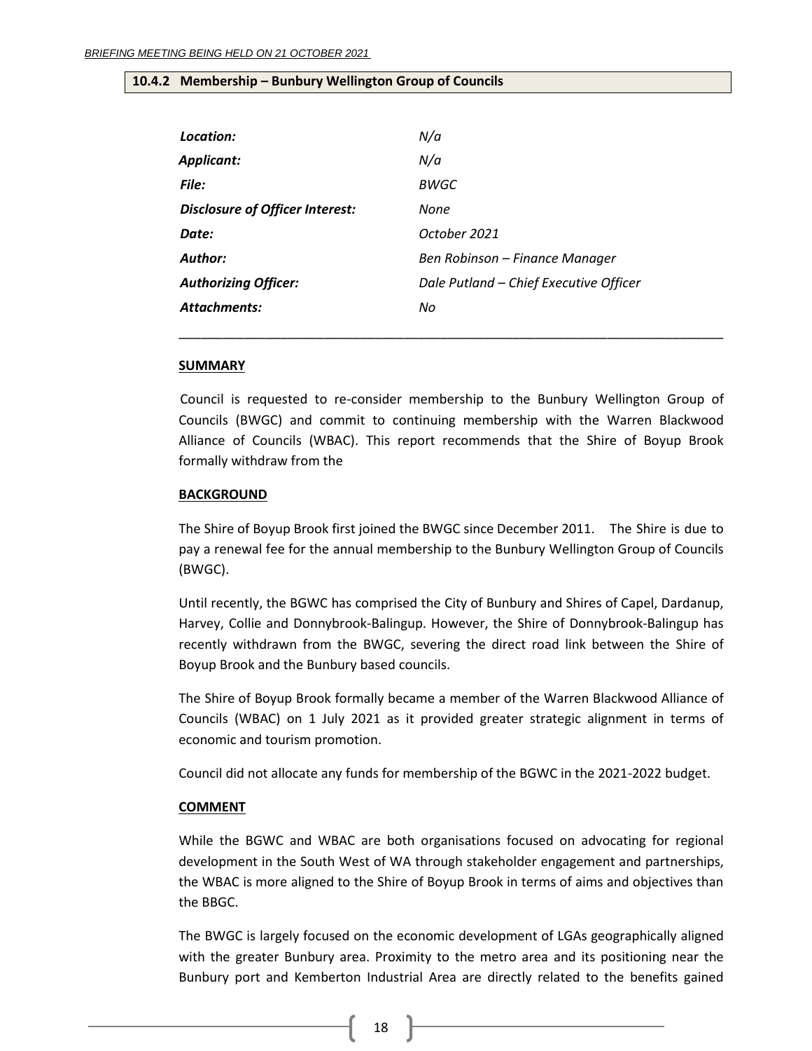## 10.4.2 Membership – Bunbury Wellington Group of Councils

| | |
|---|---|
| ***Location:*** | *N/a* |
| ***Applicant:*** | *N/a* |
| ***File:*** | *BWGC* |
| ***Disclosure of Officer Interest:*** | *None* |
| ***Date:*** | *October 2021* |
| ***Author:*** | *Ben Robinson – Finance Manager* |
| ***Authorizing Officer:*** | *Dale Putland – Chief Executive Officer* |
| ***Attachments:*** | *No* |

---

### SUMMARY

Council is requested to re-consider membership to the Bunbury Wellington Group of Councils (BWGC) and commit to continuing membership with the Warren Blackwood Alliance of Councils (WBAC). This report recommends that the Shire of Boyup Brook formally withdraw from the

### BACKGROUND

The Shire of Boyup Brook first joined the BWGC since December 2011. The Shire is due to pay a renewal fee for the annual membership to the Bunbury Wellington Group of Councils (BWGC).

Until recently, the BGWC has comprised the City of Bunbury and Shires of Capel, Dardanup, Harvey, Collie and Donnybrook-Balingup. However, the Shire of Donnybrook-Balingup has recently withdrawn from the BWGC, severing the direct road link between the Shire of Boyup Brook and the Bunbury based councils.

The Shire of Boyup Brook formally became a member of the Warren Blackwood Alliance of Councils (WBAC) on 1 July 2021 as it provided greater strategic alignment in terms of economic and tourism promotion.

Council did not allocate any funds for membership of the BGWC in the 2021-2022 budget.

### COMMENT

While the BGWC and WBAC are both organisations focused on advocating for regional development in the South West of WA through stakeholder engagement and partnerships, the WBAC is more aligned to the Shire of Boyup Brook in terms of aims and objectives than the BBGC.

The BWGC is largely focused on the economic development of LGAs geographically aligned with the greater Bunbury area. Proximity to the metro area and its positioning near the Bunbury port and Kemberton Industrial Area are directly related to the benefits gained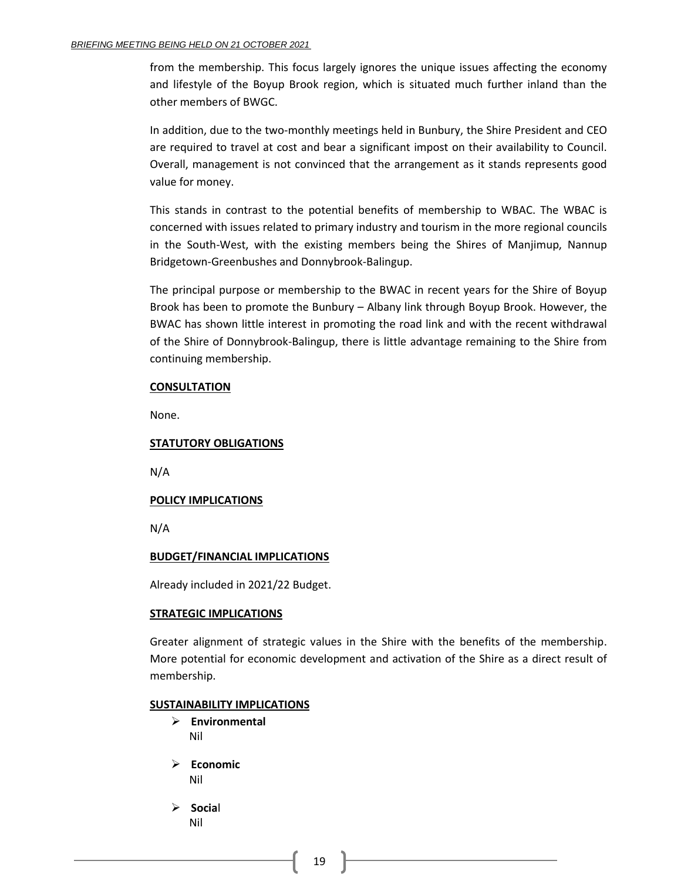from the membership. This focus largely ignores the unique issues affecting the economy and lifestyle of the Boyup Brook region, which is situated much further inland than the other members of BWGC.

In addition, due to the two-monthly meetings held in Bunbury, the Shire President and CEO are required to travel at cost and bear a significant impost on their availability to Council. Overall, management is not convinced that the arrangement as it stands represents good value for money.

This stands in contrast to the potential benefits of membership to WBAC. The WBAC is concerned with issues related to primary industry and tourism in the more regional councils in the South-West, with the existing members being the Shires of Manjimup, Nannup Bridgetown-Greenbushes and Donnybrook-Balingup.

The principal purpose or membership to the BWAC in recent years for the Shire of Boyup Brook has been to promote the Bunbury – Albany link through Boyup Brook. However, the BWAC has shown little interest in promoting the road link and with the recent withdrawal of the Shire of Donnybrook-Balingup, there is little advantage remaining to the Shire from continuing membership.

**CONSULTATION**

None.

**STATUTORY OBLIGATIONS**

N/A

**POLICY IMPLICATIONS**

N/A

**BUDGET/FINANCIAL IMPLICATIONS**

Already included in 2021/22 Budget.

**STRATEGIC IMPLICATIONS**

Greater alignment of strategic values in the Shire with the benefits of the membership. More potential for economic development and activation of the Shire as a direct result of membership.

**SUSTAINABILITY IMPLICATIONS**

- **Environmental**
  Nil
- **Economic**
  Nil
- **Social**
  Nil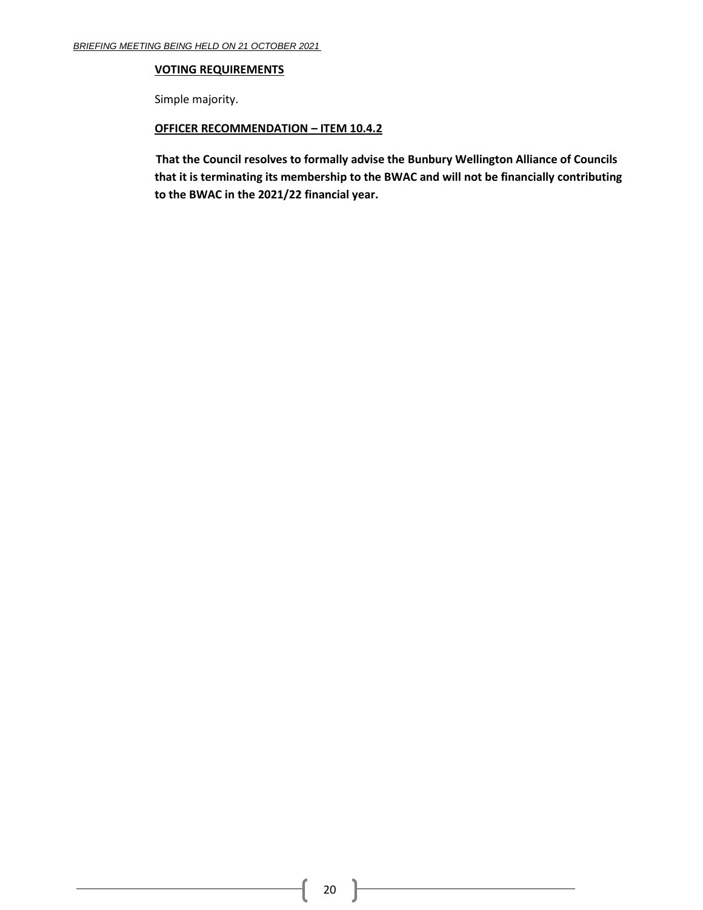**VOTING REQUIREMENTS**

Simple majority.

**OFFICER RECOMMENDATION – ITEM 10.4.2**

**That the Council resolves to formally advise the Bunbury Wellington Alliance of Councils that it is terminating its membership to the BWAC and will not be financially contributing to the BWAC in the 2021/22 financial year.**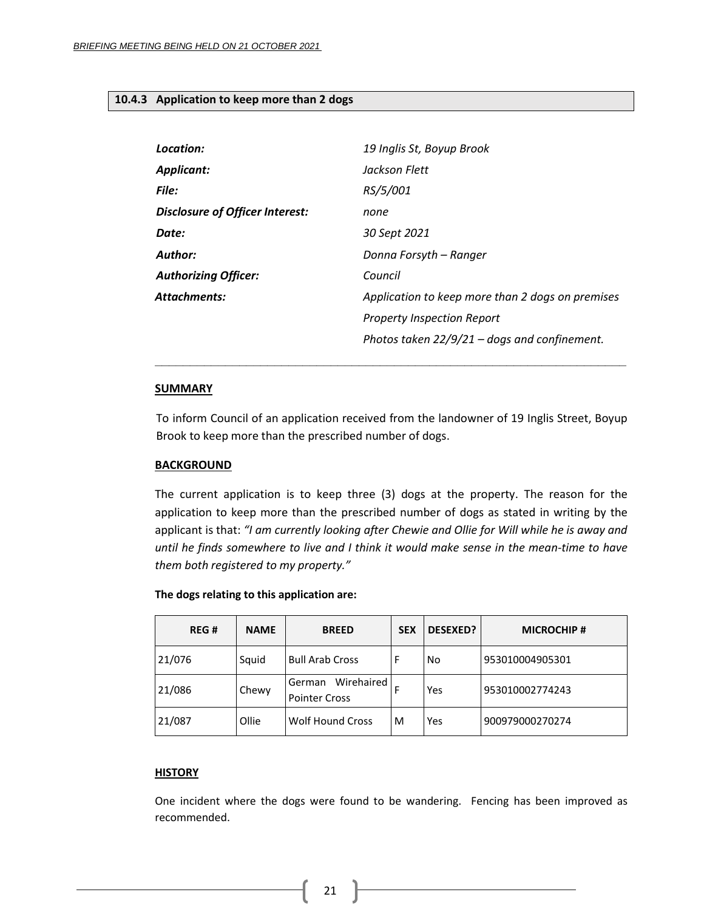### 10.4.3 Application to keep more than 2 dogs

| | |
|---|---|
| ***Location:*** | *19 Inglis St, Boyup Brook* |
| ***Applicant:*** | *Jackson Flett* |
| ***File:*** | *RS/5/001* |
| ***Disclosure of Officer Interest:*** | *none* |
| ***Date:*** | *30 Sept 2021* |
| ***Author:*** | *Donna Forsyth – Ranger* |
| ***Authorizing Officer:*** | *Council* |
| ***Attachments:*** | *Application to keep more than 2 dogs on premises* |
| | *Property Inspection Report* |
| | *Photos taken 22/9/21 – dogs and confinement.* |

---

**SUMMARY**

To inform Council of an application received from the landowner of 19 Inglis Street, Boyup Brook to keep more than the prescribed number of dogs.

**BACKGROUND**

The current application is to keep three (3) dogs at the property. The reason for the application to keep more than the prescribed number of dogs as stated in writing by the applicant is that: *"I am currently looking after Chewie and Ollie for Will while he is away and until he finds somewhere to live and I think it would make sense in the mean-time to have them both registered to my property."*

**The dogs relating to this application are:**

| REG # | NAME | BREED | SEX | DESEXED? | MICROCHIP # |
|---|---|---|---|---|---|
| 21/076 | Squid | Bull Arab Cross | F | No | 953010004905301 |
| 21/086 | Chewy | German Wirehaired Pointer Cross | F | Yes | 953010002774243 |
| 21/087 | Ollie | Wolf Hound Cross | M | Yes | 900979000270274 |

**HISTORY**

One incident where the dogs were found to be wandering. Fencing has been improved as recommended.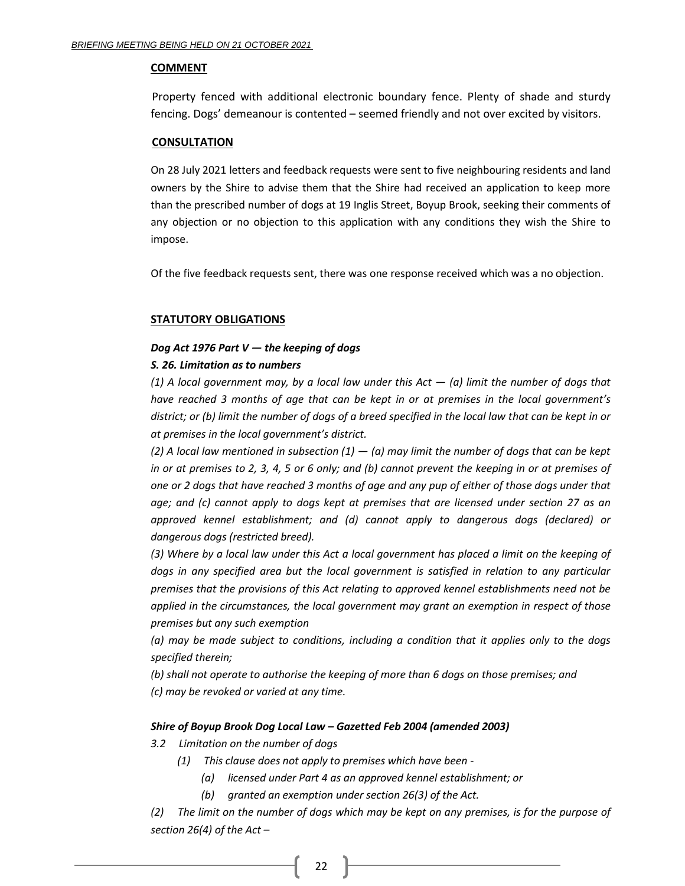**COMMENT**

Property fenced with additional electronic boundary fence. Plenty of shade and sturdy fencing. Dogs' demeanour is contented – seemed friendly and not over excited by visitors.

**CONSULTATION**

On 28 July 2021 letters and feedback requests were sent to five neighbouring residents and land owners by the Shire to advise them that the Shire had received an application to keep more than the prescribed number of dogs at 19 Inglis Street, Boyup Brook, seeking their comments of any objection or no objection to this application with any conditions they wish the Shire to impose.

Of the five feedback requests sent, there was one response received which was a no objection.

**STATUTORY OBLIGATIONS**

***Dog Act 1976 Part V — the keeping of dogs***

***S. 26. Limitation as to numbers***

*(1) A local government may, by a local law under this Act — (a) limit the number of dogs that have reached 3 months of age that can be kept in or at premises in the local government's district; or (b) limit the number of dogs of a breed specified in the local law that can be kept in or at premises in the local government's district.*

*(2) A local law mentioned in subsection (1) — (a) may limit the number of dogs that can be kept in or at premises to 2, 3, 4, 5 or 6 only; and (b) cannot prevent the keeping in or at premises of one or 2 dogs that have reached 3 months of age and any pup of either of those dogs under that age; and (c) cannot apply to dogs kept at premises that are licensed under section 27 as an approved kennel establishment; and (d) cannot apply to dangerous dogs (declared) or dangerous dogs (restricted breed).*

*(3) Where by a local law under this Act a local government has placed a limit on the keeping of dogs in any specified area but the local government is satisfied in relation to any particular premises that the provisions of this Act relating to approved kennel establishments need not be applied in the circumstances, the local government may grant an exemption in respect of those premises but any such exemption*

*(a) may be made subject to conditions, including a condition that it applies only to the dogs specified therein;*

*(b) shall not operate to authorise the keeping of more than 6 dogs on those premises; and*

*(c) may be revoked or varied at any time.*

***Shire of Boyup Brook Dog Local Law – Gazetted Feb 2004 (amended 2003)***

*3.2 Limitation on the number of dogs*

*(1) This clause does not apply to premises which have been -*

*(a) licensed under Part 4 as an approved kennel establishment; or*

*(b) granted an exemption under section 26(3) of the Act.*

*(2) The limit on the number of dogs which may be kept on any premises, is for the purpose of section 26(4) of the Act –*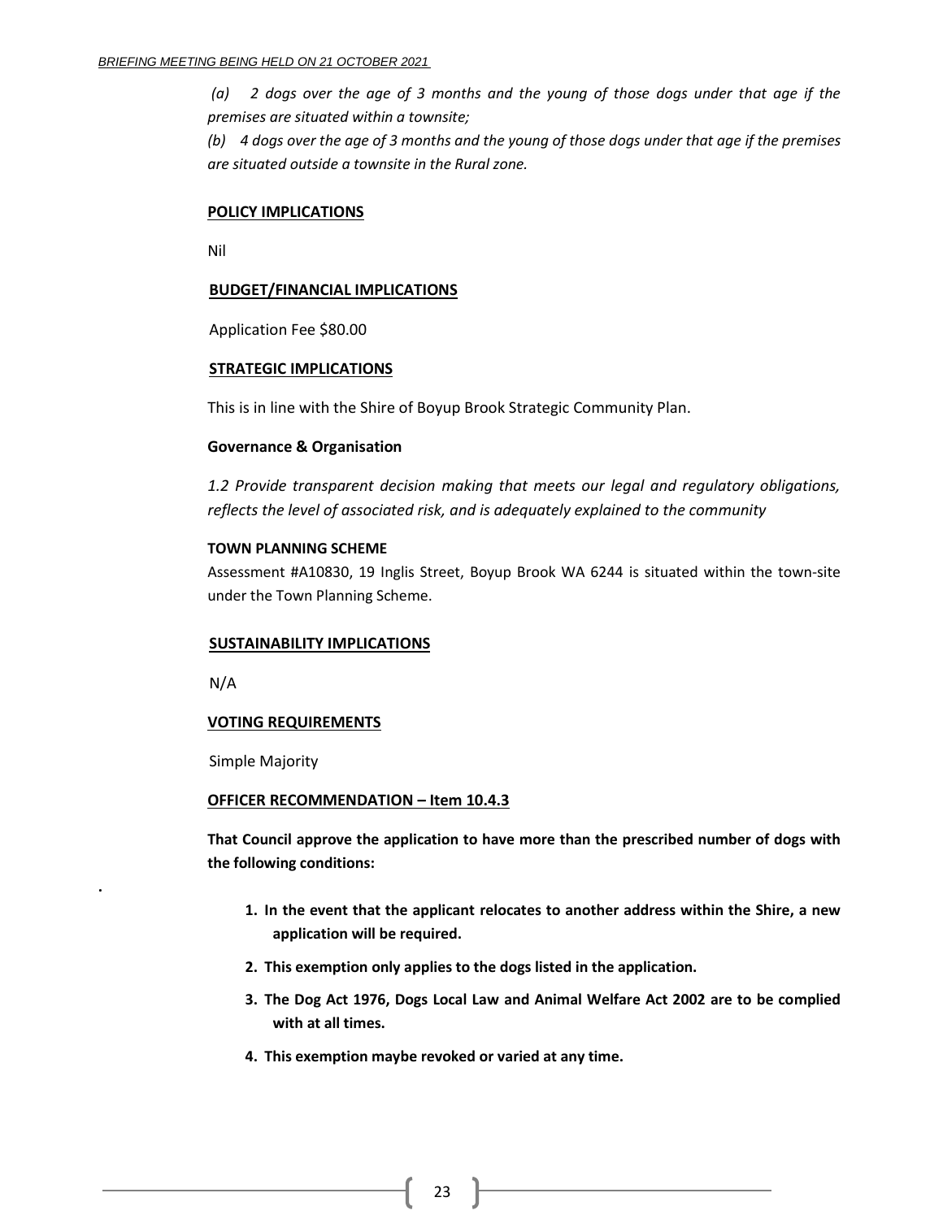*(a) 2 dogs over the age of 3 months and the young of those dogs under that age if the premises are situated within a townsite;*

*(b) 4 dogs over the age of 3 months and the young of those dogs under that age if the premises are situated outside a townsite in the Rural zone.*

**POLICY IMPLICATIONS**

Nil

**BUDGET/FINANCIAL IMPLICATIONS**

Application Fee $80.00

**STRATEGIC IMPLICATIONS**

This is in line with the Shire of Boyup Brook Strategic Community Plan.

**Governance & Organisation**

*1.2 Provide transparent decision making that meets our legal and regulatory obligations, reflects the level of associated risk, and is adequately explained to the community*

**TOWN PLANNING SCHEME**

Assessment #A10830, 19 Inglis Street, Boyup Brook WA 6244 is situated within the town-site under the Town Planning Scheme.

**SUSTAINABILITY IMPLICATIONS**

N/A

**VOTING REQUIREMENTS**

Simple Majority

**OFFICER RECOMMENDATION – Item 10.4.3**

**That Council approve the application to have more than the prescribed number of dogs with the following conditions:**

1. **In the event that the applicant relocates to another address within the Shire, a new application will be required.**
2. **This exemption only applies to the dogs listed in the application.**
3. **The Dog Act 1976, Dogs Local Law and Animal Welfare Act 2002 are to be complied with at all times.**
4. **This exemption maybe revoked or varied at any time.**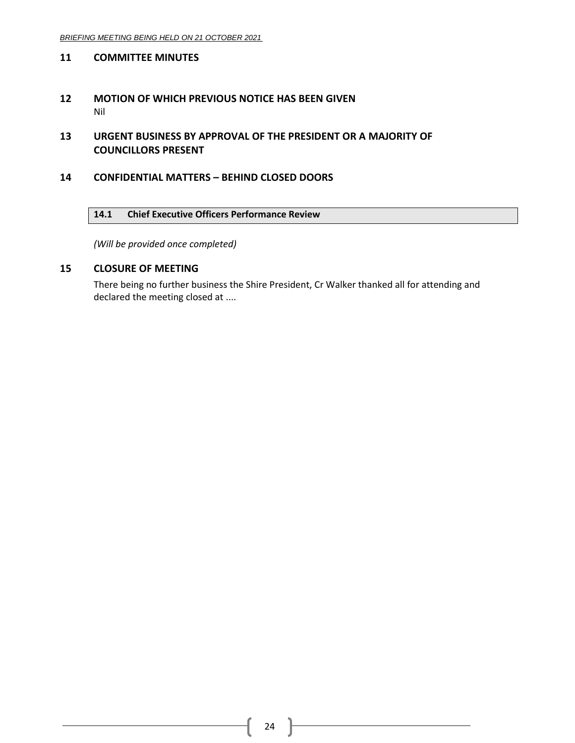## 11 COMMITTEE MINUTES

## 12 MOTION OF WHICH PREVIOUS NOTICE HAS BEEN GIVEN

Nil

## 13 URGENT BUSINESS BY APPROVAL OF THE PRESIDENT OR A MAJORITY OF COUNCILLORS PRESENT

## 14 CONFIDENTIAL MATTERS – BEHIND CLOSED DOORS

### 14.1 Chief Executive Officers Performance Review

*(Will be provided once completed)*

## 15 CLOSURE OF MEETING

There being no further business the Shire President, Cr Walker thanked all for attending and declared the meeting closed at ....